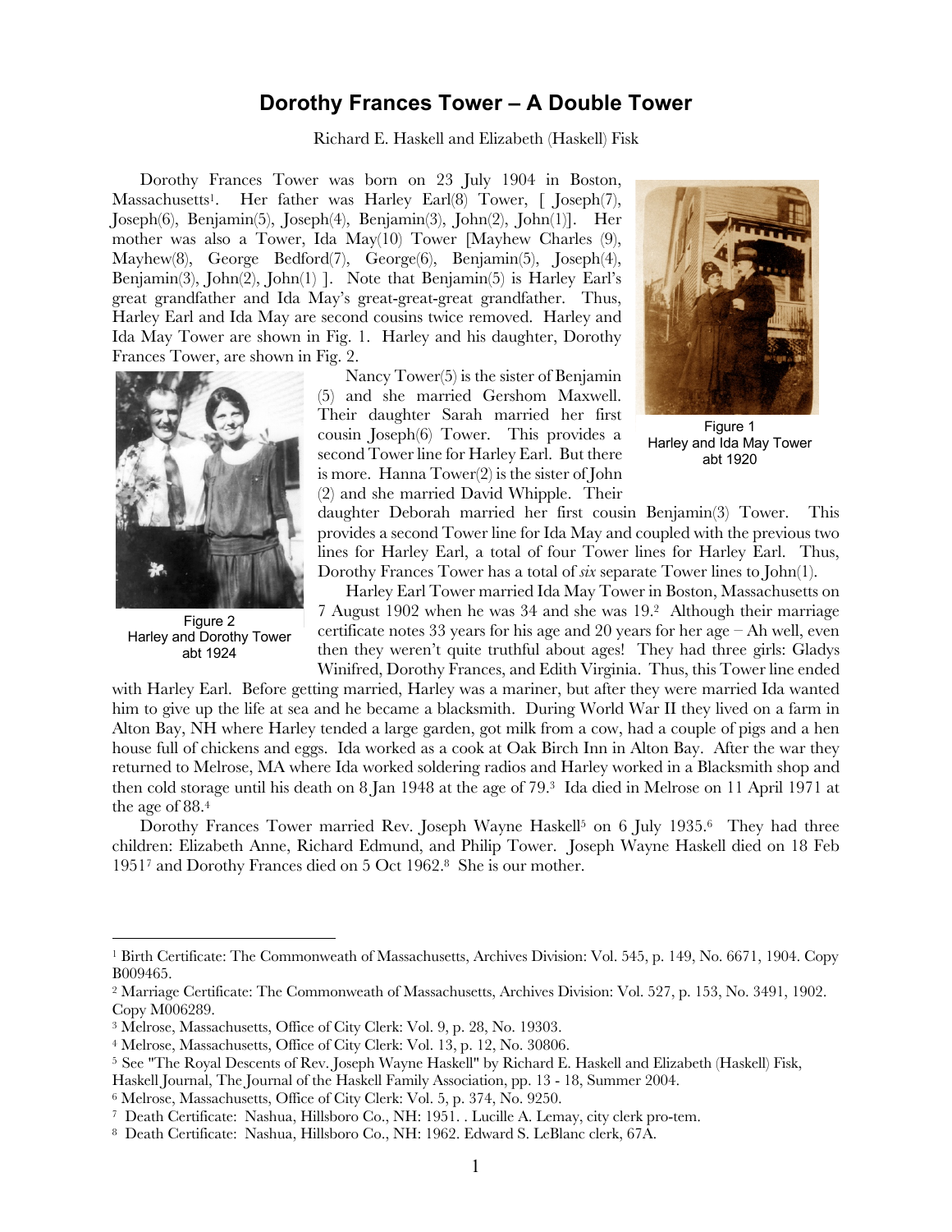# Dorothy Frances Tower – A Double Tower

Richard E. Haskell and Elizabeth (Haskell) Fisk

Dorothy Frances Tower was born on 23 July 1904 in Boston, Massachusetts[1]. Her father was Harley Earl(8) Tower, [ Joseph(7), Joseph(6), Benjamin(5), Joseph(4), Benjamin(3), John(2), John(1)]. Her mother was also a Tower, Ida May(10) Tower [Mayhew Charles (9), Mayhew(8), George Bedford(7), George(6), Benjamin(5), Joseph(4), Benjamin(3), John(2), John(1) ]. Note that Benjamin(5) is Harley Earl's great grandfather and Ida May's great-great-great grandfather. Thus, Harley Earl and Ida May are second cousins twice removed. Harley and Ida May Tower are shown in Fig. 1. Harley and his daughter, Dorothy Frances Tower, are shown in Fig. 2.

Figure 1
Harley and Ida May Tower
abt 1920

Figure 2
Harley and Dorothy Tower
abt 1924

Nancy Tower(5) is the sister of Benjamin (5) and she married Gershom Maxwell. Their daughter Sarah married her first cousin Joseph(6) Tower. This provides a second Tower line for Harley Earl. But there is more. Hanna Tower(2) is the sister of John (2) and she married David Whipple. Their daughter Deborah married her first cousin Benjamin(3) Tower. This provides a second Tower line for Ida May and coupled with the previous two lines for Harley Earl, a total of four Tower lines for Harley Earl. Thus, Dorothy Frances Tower has a total of *six* separate Tower lines to John(1).

Harley Earl Tower married Ida May Tower in Boston, Massachusetts on 7 August 1902 when he was 34 and she was 19.[2] Although their marriage certificate notes 33 years for his age and 20 years for her age – Ah well, even then they weren't quite truthful about ages! They had three girls: Gladys Winifred, Dorothy Frances, and Edith Virginia. Thus, this Tower line ended with Harley Earl. Before getting married, Harley was a mariner, but after they were married Ida wanted him to give up the life at sea and he became a blacksmith. During World War II they lived on a farm in Alton Bay, NH where Harley tended a large garden, got milk from a cow, had a couple of pigs and a hen house full of chickens and eggs. Ida worked as a cook at Oak Birch Inn in Alton Bay. After the war they returned to Melrose, MA where Ida worked soldering radios and Harley worked in a Blacksmith shop and then cold storage until his death on 8 Jan 1948 at the age of 79.[3] Ida died in Melrose on 11 April 1971 at the age of 88.[4]

Dorothy Frances Tower married Rev. Joseph Wayne Haskell[5] on 6 July 1935.[6] They had three children: Elizabeth Anne, Richard Edmund, and Philip Tower. Joseph Wayne Haskell died on 18 Feb 1951[7] and Dorothy Frances died on 5 Oct 1962.[8] She is our mother.

---

[1] Birth Certificate: The Commonwealth of Massachusetts, Archives Division: Vol. 545, p. 149, No. 6671, 1904. Copy B009465.

[2] Marriage Certificate: The Commonwealth of Massachusetts, Archives Division: Vol. 527, p. 153, No. 3491, 1902. Copy M006289.

[3] Melrose, Massachusetts, Office of City Clerk: Vol. 9, p. 28, No. 19303.

[4] Melrose, Massachusetts, Office of City Clerk: Vol. 13, p. 12, No. 30806.

[5] See "The Royal Descents of Rev. Joseph Wayne Haskell" by Richard E. Haskell and Elizabeth (Haskell) Fisk, Haskell Journal, The Journal of the Haskell Family Association, pp. 13 - 18, Summer 2004.

[6] Melrose, Massachusetts, Office of City Clerk: Vol. 5, p. 374, No. 9250.

[7] Death Certificate: Nashua, Hillsboro Co., NH: 1951. . Lucille A. Lemay, city clerk pro-tem.

[8] Death Certificate: Nashua, Hillsboro Co., NH: 1962. Edward S. LeBlanc clerk, 67A.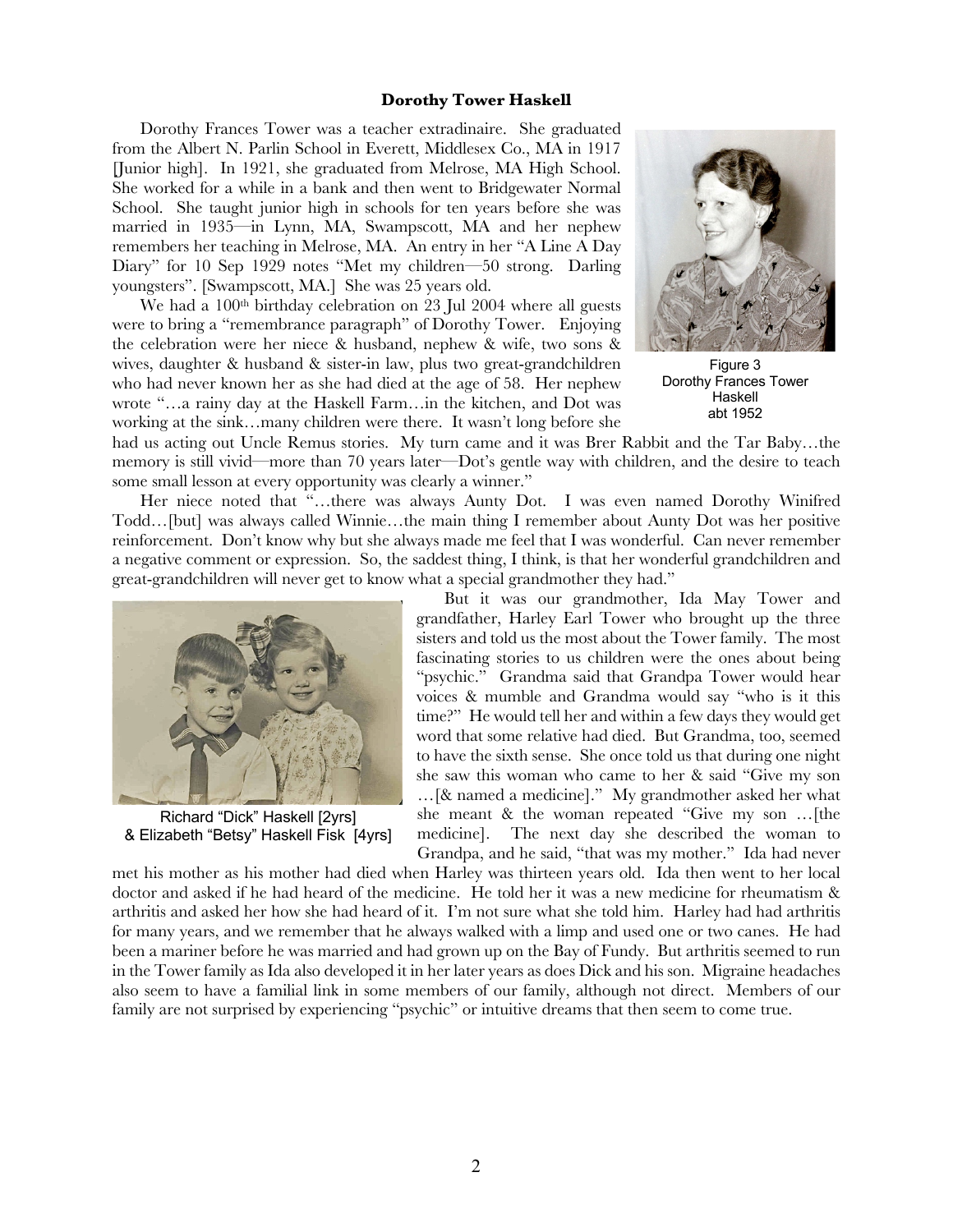### **Dorothy Tower Haskell**

Dorothy Frances Tower was a teacher extradinaire. She graduated from the Albert N. Parlin School in Everett, Middlesex Co., MA in 1917 [Junior high]. In 1921, she graduated from Melrose, MA High School. She worked for a while in a bank and then went to Bridgewater Normal School. She taught junior high in schools for ten years before she was married in 1935—in Lynn, MA, Swampscott, MA and her nephew remembers her teaching in Melrose, MA. An entry in her "A Line A Day Diary" for 10 Sep 1929 notes "Met my children—50 strong. Darling youngsters". [Swampscott, MA.] She was 25 years old.

Figure 3
Dorothy Frances Tower Haskell
abt 1952

We had a 100th birthday celebration on 23 Jul 2004 where all guests were to bring a "remembrance paragraph" of Dorothy Tower. Enjoying the celebration were her niece & husband, nephew & wife, two sons & wives, daughter & husband & sister-in law, plus two great-grandchildren who had never known her as she had died at the age of 58. Her nephew wrote "…a rainy day at the Haskell Farm…in the kitchen, and Dot was working at the sink…many children were there. It wasn't long before she had us acting out Uncle Remus stories. My turn came and it was Brer Rabbit and the Tar Baby…the memory is still vivid—more than 70 years later—Dot's gentle way with children, and the desire to teach some small lesson at every opportunity was clearly a winner."

Her niece noted that "…there was always Aunty Dot. I was even named Dorothy Winifred Todd…[but] was always called Winnie…the main thing I remember about Aunty Dot was her positive reinforcement. Don't know why but she always made me feel that I was wonderful. Can never remember a negative comment or expression. So, the saddest thing, I think, is that her wonderful grandchildren and great-grandchildren will never get to know what a special grandmother they had."

Richard "Dick" Haskell [2yrs] & Elizabeth "Betsy" Haskell Fisk [4yrs]

But it was our grandmother, Ida May Tower and grandfather, Harley Earl Tower who brought up the three sisters and told us the most about the Tower family. The most fascinating stories to us children were the ones about being "psychic." Grandma said that Grandpa Tower would hear voices & mumble and Grandma would say "who is it this time?" He would tell her and within a few days they would get word that some relative had died. But Grandma, too, seemed to have the sixth sense. She once told us that during one night she saw this woman who came to her & said "Give my son …[& named a medicine]." My grandmother asked her what she meant & the woman repeated "Give my son …[the medicine]. The next day she described the woman to Grandpa, and he said, "that was my mother." Ida had never met his mother as his mother had died when Harley was thirteen years old. Ida then went to her local doctor and asked if he had heard of the medicine. He told her it was a new medicine for rheumatism & arthritis and asked her how she had heard of it. I'm not sure what she told him. Harley had had arthritis for many years, and we remember that he always walked with a limp and used one or two canes. He had been a mariner before he was married and had grown up on the Bay of Fundy. But arthritis seemed to run in the Tower family as Ida also developed it in her later years as does Dick and his son. Migraine headaches also seem to have a familial link in some members of our family, although not direct. Members of our family are not surprised by experiencing "psychic" or intuitive dreams that then seem to come true.